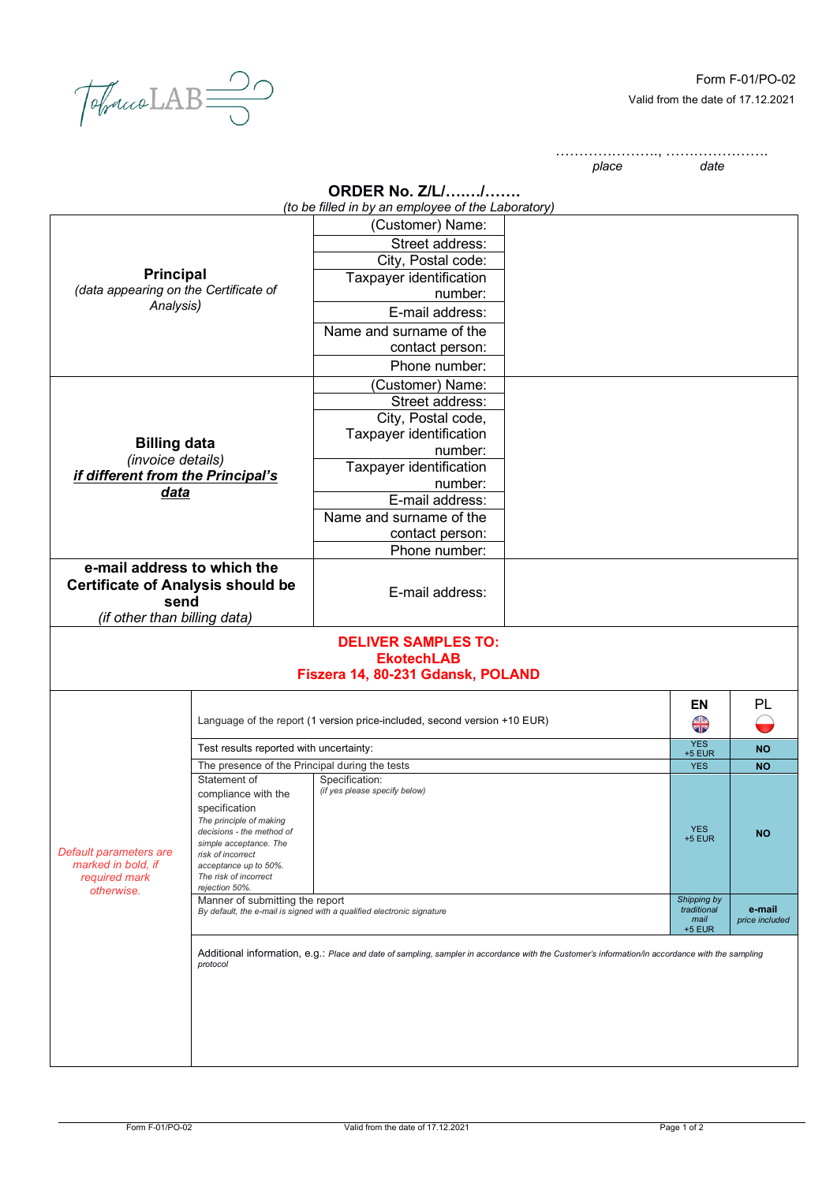TobaccoLAB

Form F-01/PO-02

Valid from the date of 17.12.2021

…………………., ………………….
*place* *date*

## ORDER No. Z/L/……./…….

*(to be filled in by an employee of the Laboratory)*

| | | |
|---|---|---|
| **Principal** *(data appearing on the Certificate of Analysis)* | (Customer) Name: | |
| | Street address: | |
| | City, Postal code: | |
| | Taxpayer identification number: | |
| | E-mail address: | |
| | Name and surname of the contact person: | |
| | Phone number: | |
| **Billing data** *(invoice details)* ***if different from the Principal's data*** | (Customer) Name: | |
| | Street address: | |
| | City, Postal code, Taxpayer identification number: | |
| | Taxpayer identification number: | |
| | E-mail address: | |
| | Name and surname of the contact person: | |
| | Phone number: | |
| **e-mail address to which the Certificate of Analysis should be send** *(if other than billing data)* | E-mail address: | |

**DELIVER SAMPLES TO:**
**EkotechLAB**
**Fiszera 14, 80-231 Gdansk, POLAND**

| | | | | |
|---|---|---|---|---|
| *Default parameters are marked in bold, if required mark otherwise.* | Language of the report (1 version price-included, second version +10 EUR) | | **EN** | PL |
| | Test results reported with uncertainty: | | YES +5 EUR | **NO** |
| | The presence of the Principal during the tests | | YES | **NO** |
| | Statement of compliance with the specification *The principle of making decisions - the method of simple acceptance. The risk of incorrect acceptance up to 50%. The risk of incorrect rejection 50%.* | Specification: *(if yes please specify below)* | YES +5 EUR | **NO** |
| | Manner of submitting the report *By default, the e-mail is signed with a qualified electronic signature* | | *Shipping by traditional mail* +5 EUR | **e-mail** *price included* |
| | Additional information, e.g.: *Place and date of sampling, sampler in accordance with the Customer's information/in accordance with the sampling protocol* | | | |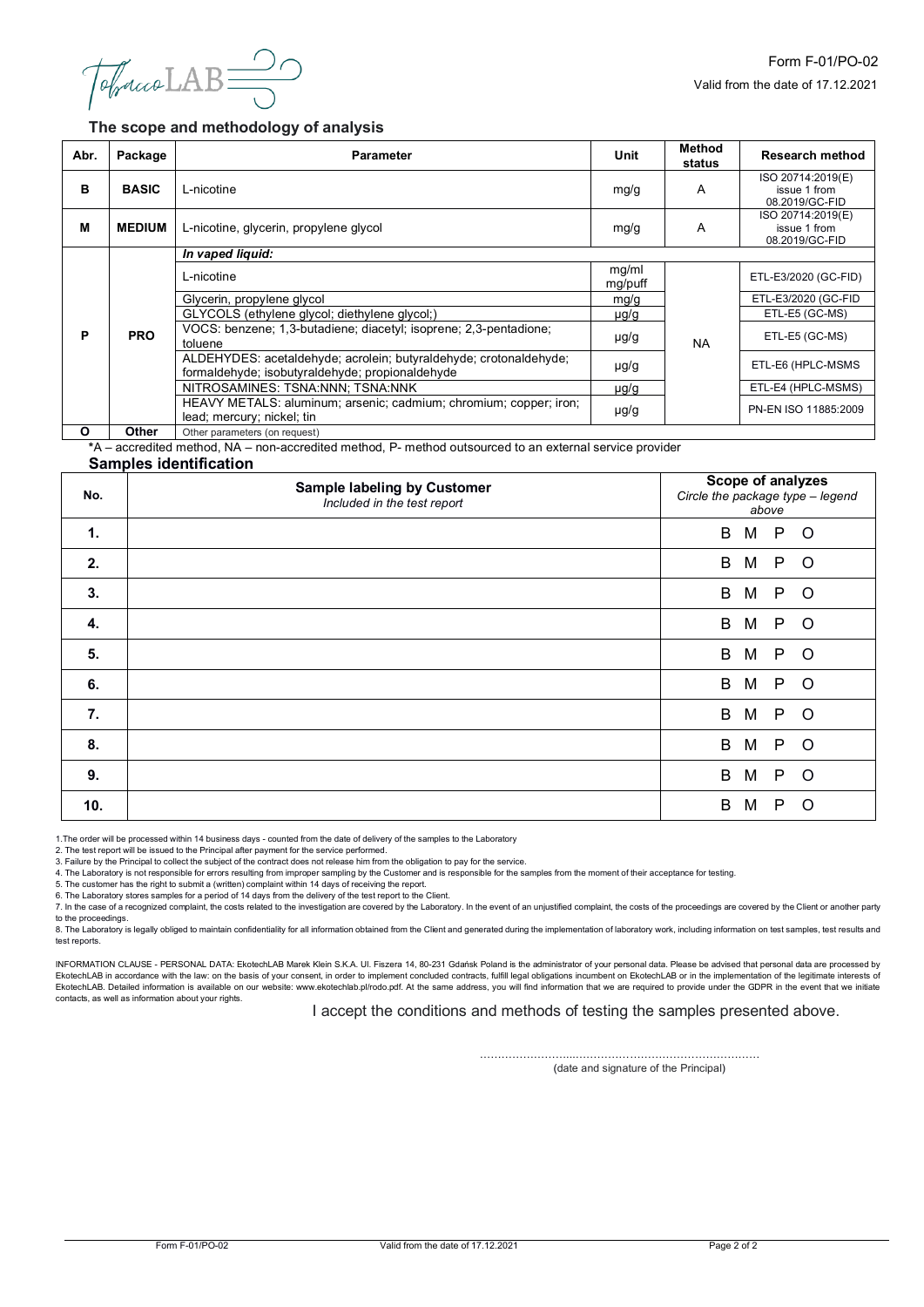TobaccoLAB

Form F-01/PO-02

Valid from the date of 17.12.2021

## The scope and methodology of analysis

| Abr. | Package | Parameter | Unit | Method status | Research method |
|---|---|---|---|---|---|
| B | BASIC | L-nicotine | mg/g | A | ISO 20714:2019(E) issue 1 from 08.2019/GC-FID |
| M | MEDIUM | L-nicotine, glycerin, propylene glycol | mg/g | A | ISO 20714:2019(E) issue 1 from 08.2019/GC-FID |
| P | PRO | *In vaped liquid:* | | | |
| | | L-nicotine | mg/ml mg/puff | NA | ETL-E3/2020 (GC-FID) |
| | | Glycerin, propylene glycol | mg/g | | ETL-E3/2020 (GC-FID |
| | | GLYCOLS (ethylene glycol; diethylene glycol;) | µg/g | | ETL-E5 (GC-MS) |
| | | VOCS: benzene; 1,3-butadiene; diacetyl; isoprene; 2,3-pentadione; toluene | µg/g | | ETL-E5 (GC-MS) |
| | | ALDEHYDES: acetaldehyde; acrolein; butyraldehyde; crotonaldehyde; formaldehyde; isobutyraldehyde; propionaldehyde | µg/g | | ETL-E6 (HPLC-MSMS |
| | | NITROSAMINES: TSNA:NNN; TSNA:NNK | µg/g | | ETL-E4 (HPLC-MSMS) |
| | | HEAVY METALS: aluminum; arsenic; cadmium; chromium; copper; iron; lead; mercury; nickel; tin | µg/g | | PN-EN ISO 11885:2009 |
| O | Other | Other parameters (on request) | | | |

*A – accredited method, NA – non-accredited method, P- method outsourced to an external service provider

## Samples identification

| No. | **Sample labeling by Customer** *Included in the test report* | **Scope of analyzes** *Circle the package type – legend above* |
|---|---|---|
| 1. | | B M P O |
| 2. | | B M P O |
| 3. | | B M P O |
| 4. | | B M P O |
| 5. | | B M P O |
| 6. | | B M P O |
| 7. | | B M P O |
| 8. | | B M P O |
| 9. | | B M P O |
| 10. | | B M P O |

1.The order will be processed within 14 business days - counted from the date of delivery of the samples to the Laboratory
2. The test report will be issued to the Principal after payment for the service performed.
3. Failure by the Principal to collect the subject of the contract does not release him from the obligation to pay for the service.
4. The Laboratory is not responsible for errors resulting from improper sampling by the Customer and is responsible for the samples from the moment of their acceptance for testing.
5. The customer has the right to submit a (written) complaint within 14 days of receiving the report.
6. The Laboratory stores samples for a period of 14 days from the delivery of the test report to the Client.
7. In the case of a recognized complaint, the costs related to the investigation are covered by the Laboratory. In the event of an unjustified complaint, the costs of the proceedings are covered by the Client or another party to the proceedings.
8. The Laboratory is legally obliged to maintain confidentiality for all information obtained from the Client and generated during the implementation of laboratory work, including information on test samples, test results and test reports.

INFORMATION CLAUSE - PERSONAL DATA: EkotechLAB Marek Klein S.K.A. Ul. Fiszera 14, 80-231 Gdańsk Poland is the administrator of your personal data. Please be advised that personal data are processed by EkotechLAB in accordance with the law: on the basis of your consent, in order to implement concluded contracts, fulfill legal obligations incumbent on EkotechLAB or in the implementation of the legitimate interests of EkotechLAB. Detailed information is available on our website: www.ekotechlab.pl/rodo.pdf. At the same address, you will find information that we are required to provide under the GDPR in the event that we initiate contacts, as well as information about your rights.

I accept the conditions and methods of testing the samples presented above.

……………………………………………………………………

(date and signature of the Principal)